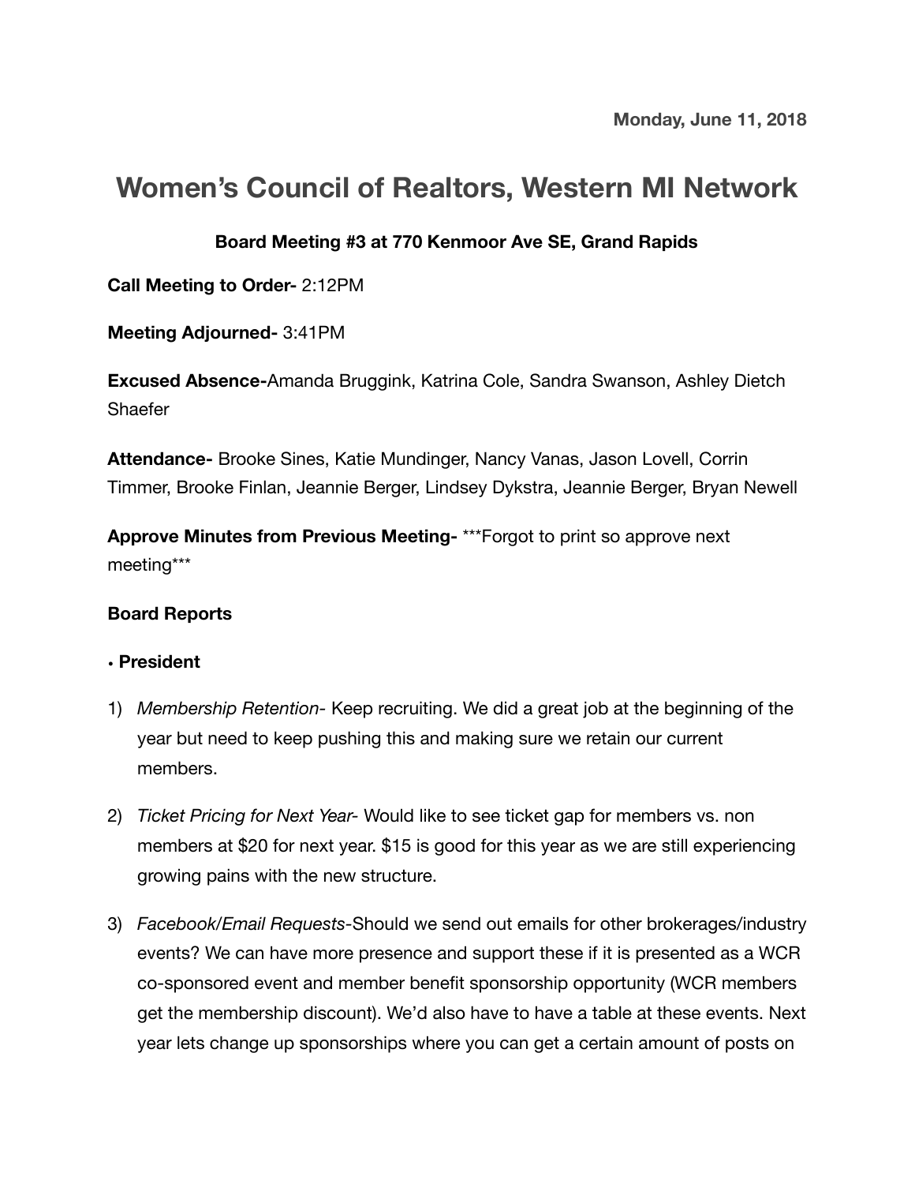**Monday, June 11, 2018**

# Women's Council of Realtors, Western MI Network

**Board Meeting #3 at 770 Kenmoor Ave SE, Grand Rapids**

**Call Meeting to Order-** 2:12PM

**Meeting Adjourned-** 3:41PM

**Excused Absence-**Amanda Bruggink, Katrina Cole, Sandra Swanson, Ashley Dietch Shaefer

**Attendance-** Brooke Sines, Katie Mundinger, Nancy Vanas, Jason Lovell, Corrin Timmer, Brooke Finlan, Jeannie Berger, Lindsey Dykstra, Jeannie Berger, Bryan Newell

**Approve Minutes from Previous Meeting-** ***Forgot to print so approve next meeting***

**Board Reports**

- **President**

1) *Membership Retention-* Keep recruiting. We did a great job at the beginning of the year but need to keep pushing this and making sure we retain our current members.

2) *Ticket Pricing for Next Year-* Would like to see ticket gap for members vs. non members at $20 for next year. $15 is good for this year as we are still experiencing growing pains with the new structure.

3) *Facebook/Email Requests*-Should we send out emails for other brokerages/industry events? We can have more presence and support these if it is presented as a WCR co-sponsored event and member benefit sponsorship opportunity (WCR members get the membership discount). We'd also have to have a table at these events. Next year lets change up sponsorships where you can get a certain amount of posts on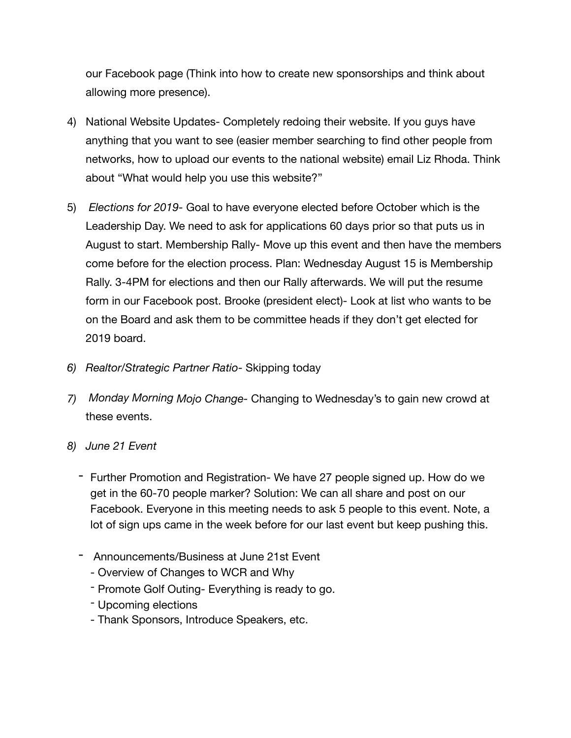our Facebook page (Think into how to create new sponsorships and think about allowing more presence).

4) National Website Updates- Completely redoing their website. If you guys have anything that you want to see (easier member searching to find other people from networks, how to upload our events to the national website) email Liz Rhoda. Think about "What would help you use this website?"

5) *Elections for 2019*- Goal to have everyone elected before October which is the Leadership Day. We need to ask for applications 60 days prior so that puts us in August to start. Membership Rally- Move up this event and then have the members come before for the election process. Plan: Wednesday August 15 is Membership Rally. 3-4PM for elections and then our Rally afterwards. We will put the resume form in our Facebook post. Brooke (president elect)- Look at list who wants to be on the Board and ask them to be committee heads if they don't get elected for 2019 board.

6) *Realtor/Strategic Partner Ratio*- Skipping today

7) *Monday Morning Mojo Change*- Changing to Wednesday's to gain new crowd at these events.

8) *June 21 Event*

   - Further Promotion and Registration- We have 27 people signed up. How do we get in the 60-70 people marker? Solution: We can all share and post on our Facebook. Everyone in this meeting needs to ask 5 people to this event. Note, a lot of sign ups came in the week before for our last event but keep pushing this.

   - Announcements/Business at June 21st Event
     - Overview of Changes to WCR and Why
     - Promote Golf Outing- Everything is ready to go.
     - Upcoming elections
     - Thank Sponsors, Introduce Speakers, etc.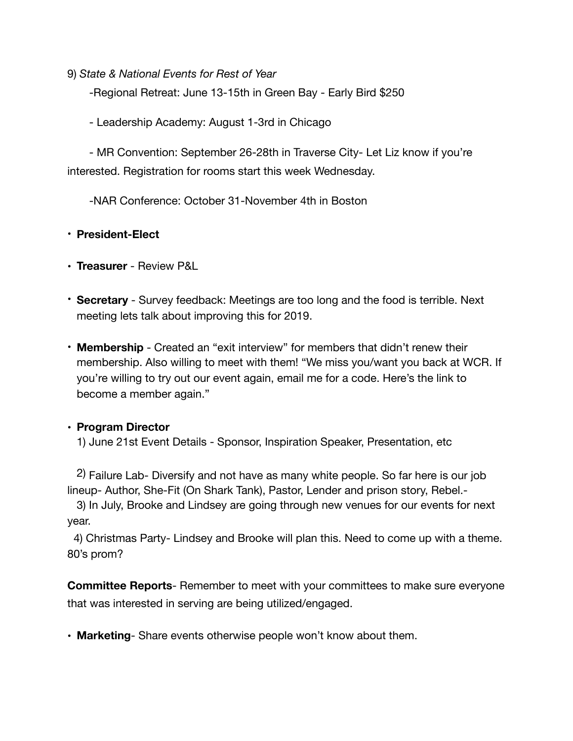9) *State & National Events for Rest of Year*

-Regional Retreat: June 13-15th in Green Bay - Early Bird $250

- Leadership Academy: August 1-3rd in Chicago

- MR Convention: September 26-28th in Traverse City- Let Liz know if you're interested. Registration for rooms start this week Wednesday.

-NAR Conference: October 31-November 4th in Boston

- **President-Elect**
- **Treasurer** - Review P&L
- **Secretary** - Survey feedback: Meetings are too long and the food is terrible. Next meeting lets talk about improving this for 2019.
- **Membership** - Created an "exit interview" for members that didn't renew their membership. Also willing to meet with them! "We miss you/want you back at WCR. If you're willing to try out our event again, email me for a code. Here's the link to become a member again."
- **Program Director**

  1) June 21st Event Details - Sponsor, Inspiration Speaker, Presentation, etc

  2) Failure Lab- Diversify and not have as many white people. So far here is our job lineup- Author, She-Fit (On Shark Tank), Pastor, Lender and prison story, Rebel.-

  3) In July, Brooke and Lindsey are going through new venues for our events for next year.

  4) Christmas Party- Lindsey and Brooke will plan this. Need to come up with a theme. 80's prom?

**Committee Reports**- Remember to meet with your committees to make sure everyone that was interested in serving are being utilized/engaged.

- **Marketing**- Share events otherwise people won't know about them.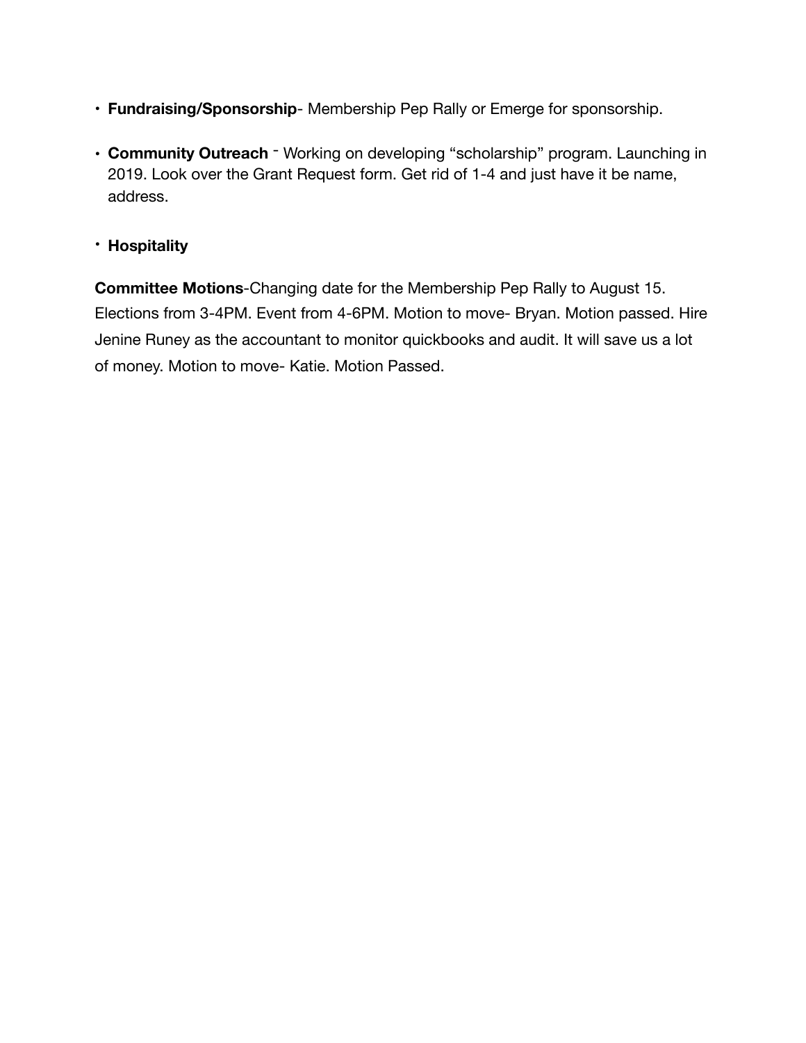- **Fundraising/Sponsorship**- Membership Pep Rally or Emerge for sponsorship.

- **Community Outreach** - Working on developing “scholarship” program. Launching in 2019. Look over the Grant Request form. Get rid of 1-4 and just have it be name, address.

- **Hospitality**

**Committee Motions**-Changing date for the Membership Pep Rally to August 15. Elections from 3-4PM. Event from 4-6PM. Motion to move- Bryan. Motion passed. Hire Jenine Runey as the accountant to monitor quickbooks and audit. It will save us a lot of money. Motion to move- Katie. Motion Passed.